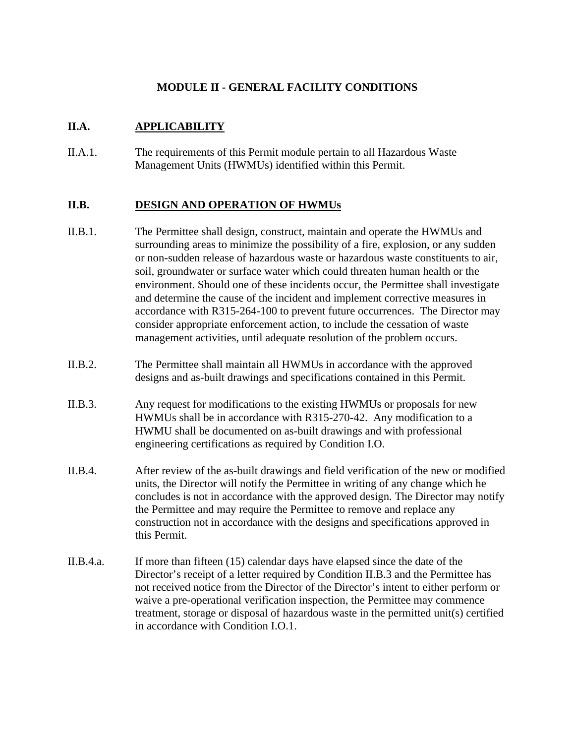# MODULE II - GENERAL FACILITY CONDITIONS

## II.A. APPLICABILITY

II.A.1. The requirements of this Permit module pertain to all Hazardous Waste Management Units (HWMUs) identified within this Permit.

## II.B. DESIGN AND OPERATION OF HWMUs

II.B.1. The Permittee shall design, construct, maintain and operate the HWMUs and surrounding areas to minimize the possibility of a fire, explosion, or any sudden or non-sudden release of hazardous waste or hazardous waste constituents to air, soil, groundwater or surface water which could threaten human health or the environment. Should one of these incidents occur, the Permittee shall investigate and determine the cause of the incident and implement corrective measures in accordance with R315-264-100 to prevent future occurrences. The Director may consider appropriate enforcement action, to include the cessation of waste management activities, until adequate resolution of the problem occurs.

II.B.2. The Permittee shall maintain all HWMUs in accordance with the approved designs and as-built drawings and specifications contained in this Permit.

II.B.3. Any request for modifications to the existing HWMUs or proposals for new HWMUs shall be in accordance with R315-270-42. Any modification to a HWMU shall be documented on as-built drawings and with professional engineering certifications as required by Condition I.O.

II.B.4. After review of the as-built drawings and field verification of the new or modified units, the Director will notify the Permittee in writing of any change which he concludes is not in accordance with the approved design. The Director may notify the Permittee and may require the Permittee to remove and replace any construction not in accordance with the designs and specifications approved in this Permit.

II.B.4.a. If more than fifteen (15) calendar days have elapsed since the date of the Director's receipt of a letter required by Condition II.B.3 and the Permittee has not received notice from the Director of the Director's intent to either perform or waive a pre-operational verification inspection, the Permittee may commence treatment, storage or disposal of hazardous waste in the permitted unit(s) certified in accordance with Condition I.O.1.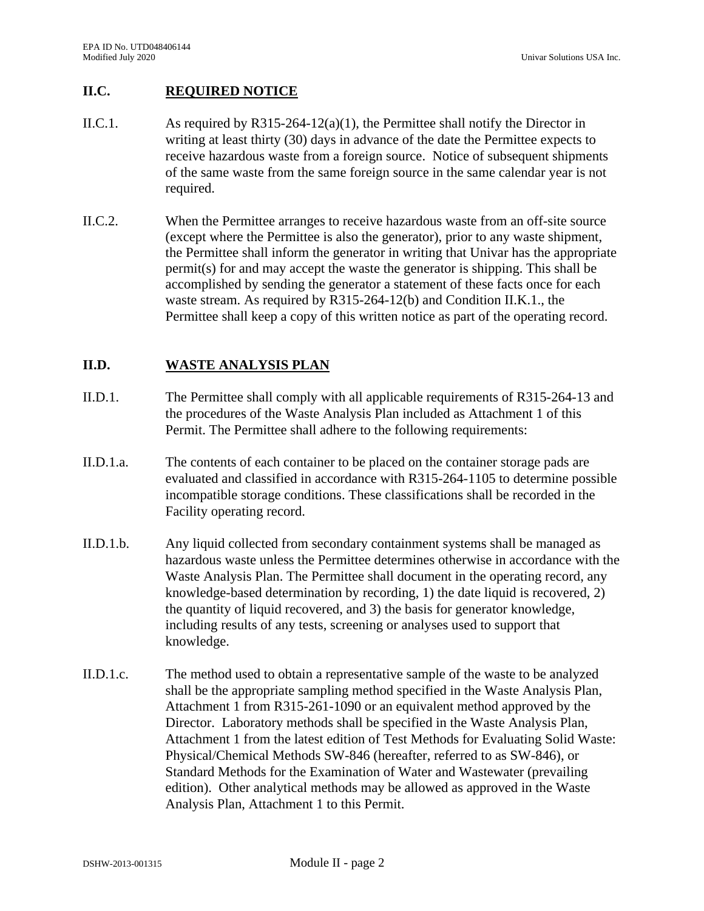## II.C. REQUIRED NOTICE

II.C.1. As required by R315-264-12(a)(1), the Permittee shall notify the Director in writing at least thirty (30) days in advance of the date the Permittee expects to receive hazardous waste from a foreign source. Notice of subsequent shipments of the same waste from the same foreign source in the same calendar year is not required.

II.C.2. When the Permittee arranges to receive hazardous waste from an off-site source (except where the Permittee is also the generator), prior to any waste shipment, the Permittee shall inform the generator in writing that Univar has the appropriate permit(s) for and may accept the waste the generator is shipping. This shall be accomplished by sending the generator a statement of these facts once for each waste stream. As required by R315-264-12(b) and Condition II.K.1., the Permittee shall keep a copy of this written notice as part of the operating record.

## II.D. WASTE ANALYSIS PLAN

II.D.1. The Permittee shall comply with all applicable requirements of R315-264-13 and the procedures of the Waste Analysis Plan included as Attachment 1 of this Permit. The Permittee shall adhere to the following requirements:

II.D.1.a. The contents of each container to be placed on the container storage pads are evaluated and classified in accordance with R315-264-1105 to determine possible incompatible storage conditions. These classifications shall be recorded in the Facility operating record.

II.D.1.b. Any liquid collected from secondary containment systems shall be managed as hazardous waste unless the Permittee determines otherwise in accordance with the Waste Analysis Plan. The Permittee shall document in the operating record, any knowledge-based determination by recording, 1) the date liquid is recovered, 2) the quantity of liquid recovered, and 3) the basis for generator knowledge, including results of any tests, screening or analyses used to support that knowledge.

II.D.1.c. The method used to obtain a representative sample of the waste to be analyzed shall be the appropriate sampling method specified in the Waste Analysis Plan, Attachment 1 from R315-261-1090 or an equivalent method approved by the Director. Laboratory methods shall be specified in the Waste Analysis Plan, Attachment 1 from the latest edition of Test Methods for Evaluating Solid Waste: Physical/Chemical Methods SW-846 (hereafter, referred to as SW-846), or Standard Methods for the Examination of Water and Wastewater (prevailing edition). Other analytical methods may be allowed as approved in the Waste Analysis Plan, Attachment 1 to this Permit.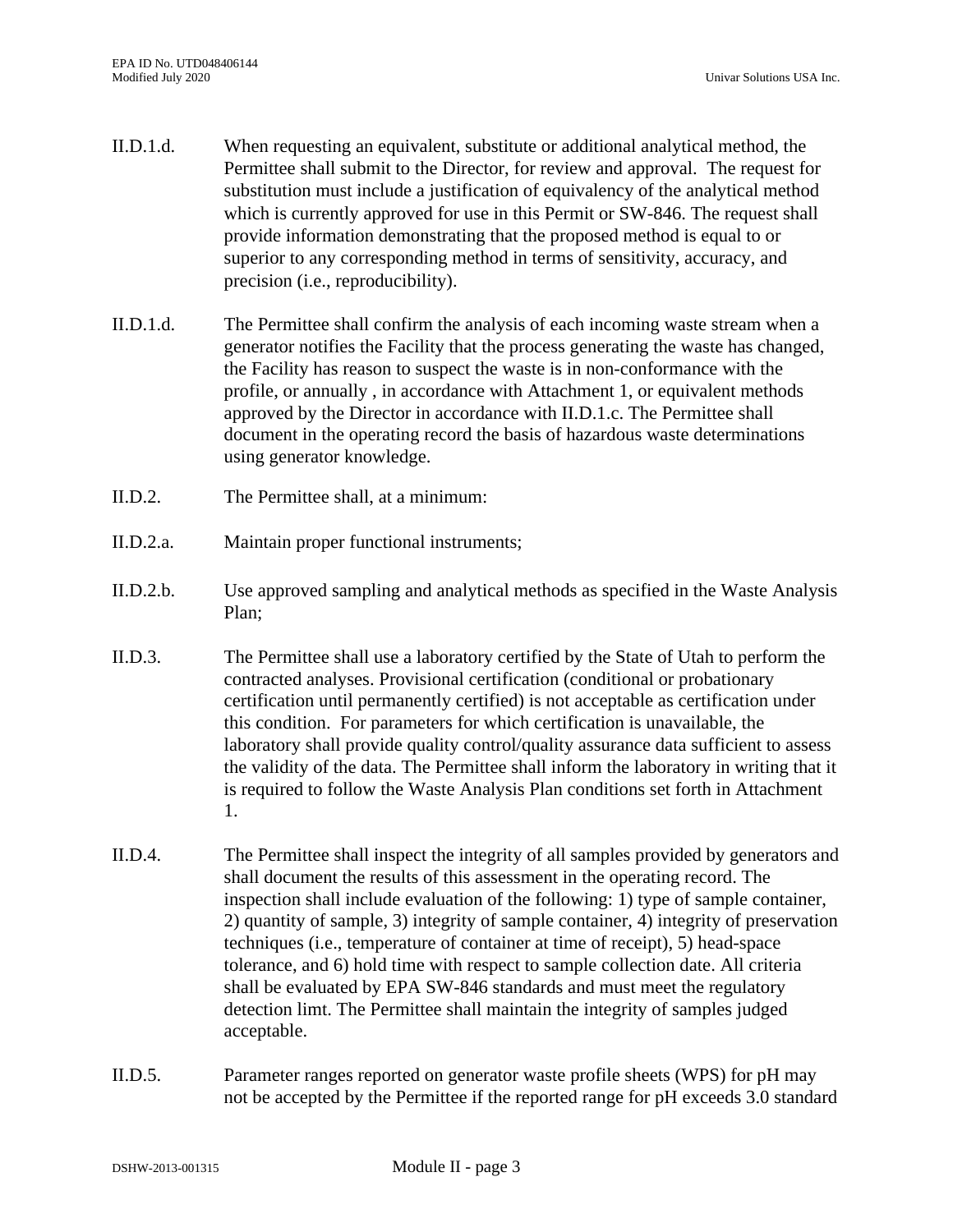II.D.1.d. When requesting an equivalent, substitute or additional analytical method, the Permittee shall submit to the Director, for review and approval. The request for substitution must include a justification of equivalency of the analytical method which is currently approved for use in this Permit or SW-846. The request shall provide information demonstrating that the proposed method is equal to or superior to any corresponding method in terms of sensitivity, accuracy, and precision (i.e., reproducibility).

II.D.1.d. The Permittee shall confirm the analysis of each incoming waste stream when a generator notifies the Facility that the process generating the waste has changed, the Facility has reason to suspect the waste is in non-conformance with the profile, or annually , in accordance with Attachment 1, or equivalent methods approved by the Director in accordance with II.D.1.c. The Permittee shall document in the operating record the basis of hazardous waste determinations using generator knowledge.

II.D.2. The Permittee shall, at a minimum:

II.D.2.a. Maintain proper functional instruments;

II.D.2.b. Use approved sampling and analytical methods as specified in the Waste Analysis Plan;

II.D.3. The Permittee shall use a laboratory certified by the State of Utah to perform the contracted analyses. Provisional certification (conditional or probationary certification until permanently certified) is not acceptable as certification under this condition. For parameters for which certification is unavailable, the laboratory shall provide quality control/quality assurance data sufficient to assess the validity of the data. The Permittee shall inform the laboratory in writing that it is required to follow the Waste Analysis Plan conditions set forth in Attachment 1.

II.D.4. The Permittee shall inspect the integrity of all samples provided by generators and shall document the results of this assessment in the operating record. The inspection shall include evaluation of the following: 1) type of sample container, 2) quantity of sample, 3) integrity of sample container, 4) integrity of preservation techniques (i.e., temperature of container at time of receipt), 5) head-space tolerance, and 6) hold time with respect to sample collection date. All criteria shall be evaluated by EPA SW-846 standards and must meet the regulatory detection limt. The Permittee shall maintain the integrity of samples judged acceptable.

II.D.5. Parameter ranges reported on generator waste profile sheets (WPS) for pH may not be accepted by the Permittee if the reported range for pH exceeds 3.0 standard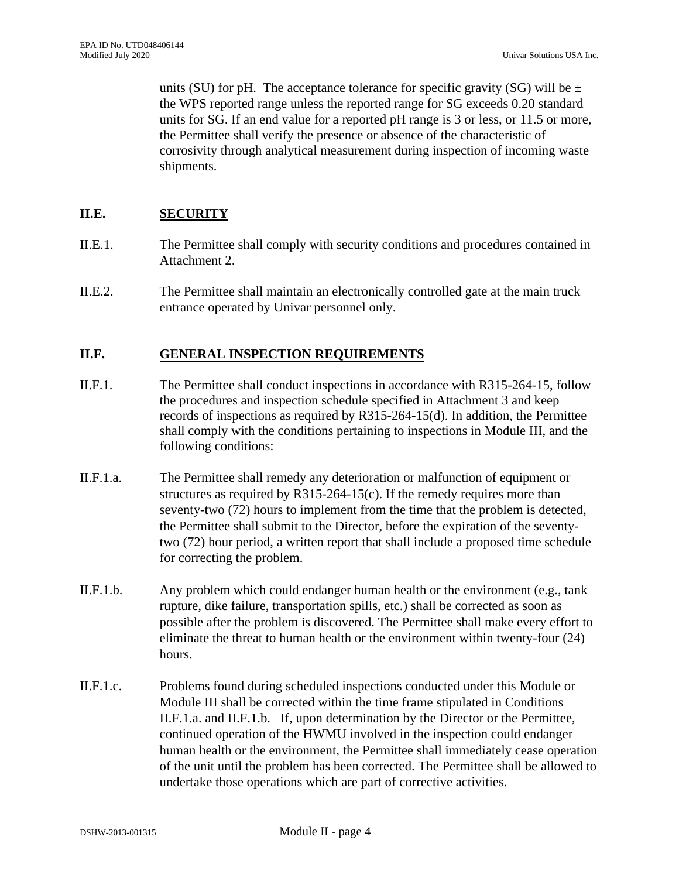units (SU) for pH. The acceptance tolerance for specific gravity (SG) will be ± the WPS reported range unless the reported range for SG exceeds 0.20 standard units for SG. If an end value for a reported pH range is 3 or less, or 11.5 or more, the Permittee shall verify the presence or absence of the characteristic of corrosivity through analytical measurement during inspection of incoming waste shipments.

## II.E. SECURITY

II.E.1. The Permittee shall comply with security conditions and procedures contained in Attachment 2.

II.E.2. The Permittee shall maintain an electronically controlled gate at the main truck entrance operated by Univar personnel only.

## II.F. GENERAL INSPECTION REQUIREMENTS

II.F.1. The Permittee shall conduct inspections in accordance with R315-264-15, follow the procedures and inspection schedule specified in Attachment 3 and keep records of inspections as required by R315-264-15(d). In addition, the Permittee shall comply with the conditions pertaining to inspections in Module III, and the following conditions:

II.F.1.a. The Permittee shall remedy any deterioration or malfunction of equipment or structures as required by R315-264-15(c). If the remedy requires more than seventy-two (72) hours to implement from the time that the problem is detected, the Permittee shall submit to the Director, before the expiration of the seventy-two (72) hour period, a written report that shall include a proposed time schedule for correcting the problem.

II.F.1.b. Any problem which could endanger human health or the environment (e.g., tank rupture, dike failure, transportation spills, etc.) shall be corrected as soon as possible after the problem is discovered. The Permittee shall make every effort to eliminate the threat to human health or the environment within twenty-four (24) hours.

II.F.1.c. Problems found during scheduled inspections conducted under this Module or Module III shall be corrected within the time frame stipulated in Conditions II.F.1.a. and II.F.1.b. If, upon determination by the Director or the Permittee, continued operation of the HWMU involved in the inspection could endanger human health or the environment, the Permittee shall immediately cease operation of the unit until the problem has been corrected. The Permittee shall be allowed to undertake those operations which are part of corrective activities.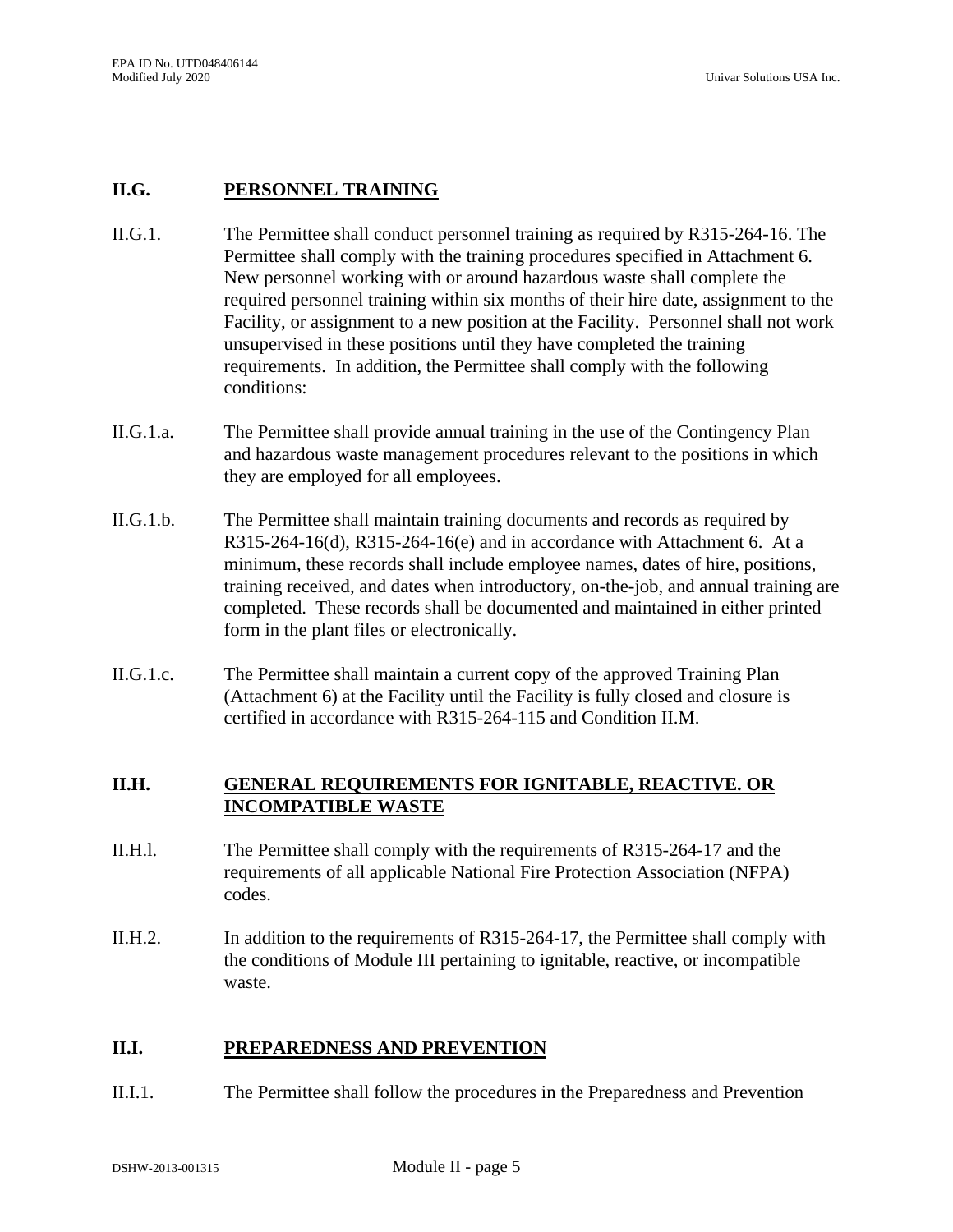## II.G. PERSONNEL TRAINING

II.G.1. The Permittee shall conduct personnel training as required by R315-264-16. The Permittee shall comply with the training procedures specified in Attachment 6. New personnel working with or around hazardous waste shall complete the required personnel training within six months of their hire date, assignment to the Facility, or assignment to a new position at the Facility. Personnel shall not work unsupervised in these positions until they have completed the training requirements. In addition, the Permittee shall comply with the following conditions:

II.G.1.a. The Permittee shall provide annual training in the use of the Contingency Plan and hazardous waste management procedures relevant to the positions in which they are employed for all employees.

II.G.1.b. The Permittee shall maintain training documents and records as required by R315-264-16(d), R315-264-16(e) and in accordance with Attachment 6. At a minimum, these records shall include employee names, dates of hire, positions, training received, and dates when introductory, on-the-job, and annual training are completed. These records shall be documented and maintained in either printed form in the plant files or electronically.

II.G.1.c. The Permittee shall maintain a current copy of the approved Training Plan (Attachment 6) at the Facility until the Facility is fully closed and closure is certified in accordance with R315-264-115 and Condition II.M.

## II.H. GENERAL REQUIREMENTS FOR IGNITABLE, REACTIVE. OR INCOMPATIBLE WASTE

II.H.l. The Permittee shall comply with the requirements of R315-264-17 and the requirements of all applicable National Fire Protection Association (NFPA) codes.

II.H.2. In addition to the requirements of R315-264-17, the Permittee shall comply with the conditions of Module III pertaining to ignitable, reactive, or incompatible waste.

## II.I. PREPAREDNESS AND PREVENTION

II.I.1. The Permittee shall follow the procedures in the Preparedness and Prevention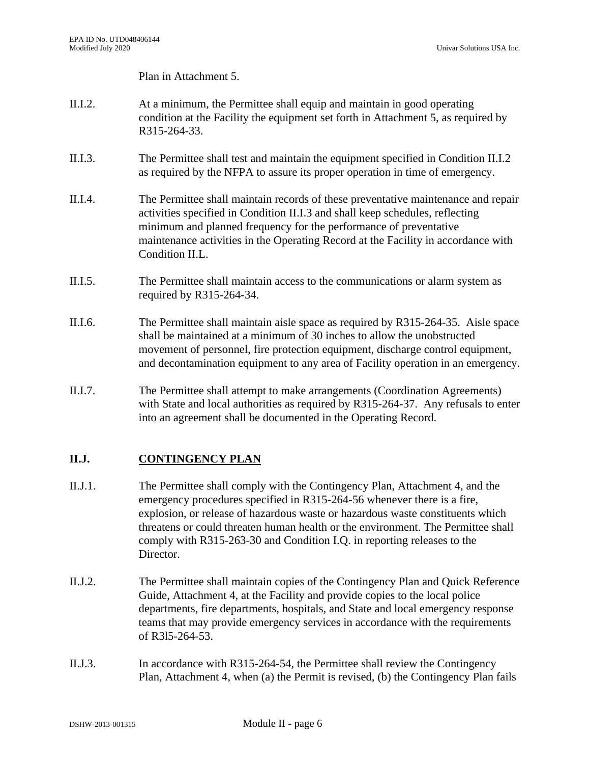Plan in Attachment 5.

II.I.2. At a minimum, the Permittee shall equip and maintain in good operating condition at the Facility the equipment set forth in Attachment 5, as required by R315-264-33.

II.I.3. The Permittee shall test and maintain the equipment specified in Condition II.I.2 as required by the NFPA to assure its proper operation in time of emergency.

II.I.4. The Permittee shall maintain records of these preventative maintenance and repair activities specified in Condition II.I.3 and shall keep schedules, reflecting minimum and planned frequency for the performance of preventative maintenance activities in the Operating Record at the Facility in accordance with Condition II.L.

II.I.5. The Permittee shall maintain access to the communications or alarm system as required by R315-264-34.

II.I.6. The Permittee shall maintain aisle space as required by R315-264-35. Aisle space shall be maintained at a minimum of 30 inches to allow the unobstructed movement of personnel, fire protection equipment, discharge control equipment, and decontamination equipment to any area of Facility operation in an emergency.

II.I.7. The Permittee shall attempt to make arrangements (Coordination Agreements) with State and local authorities as required by R315-264-37. Any refusals to enter into an agreement shall be documented in the Operating Record.

## II.J. CONTINGENCY PLAN

II.J.1. The Permittee shall comply with the Contingency Plan, Attachment 4, and the emergency procedures specified in R315-264-56 whenever there is a fire, explosion, or release of hazardous waste or hazardous waste constituents which threatens or could threaten human health or the environment. The Permittee shall comply with R315-263-30 and Condition I.Q. in reporting releases to the Director.

II.J.2. The Permittee shall maintain copies of the Contingency Plan and Quick Reference Guide, Attachment 4, at the Facility and provide copies to the local police departments, fire departments, hospitals, and State and local emergency response teams that may provide emergency services in accordance with the requirements of R3l5-264-53.

II.J.3. In accordance with R315-264-54, the Permittee shall review the Contingency Plan, Attachment 4, when (a) the Permit is revised, (b) the Contingency Plan fails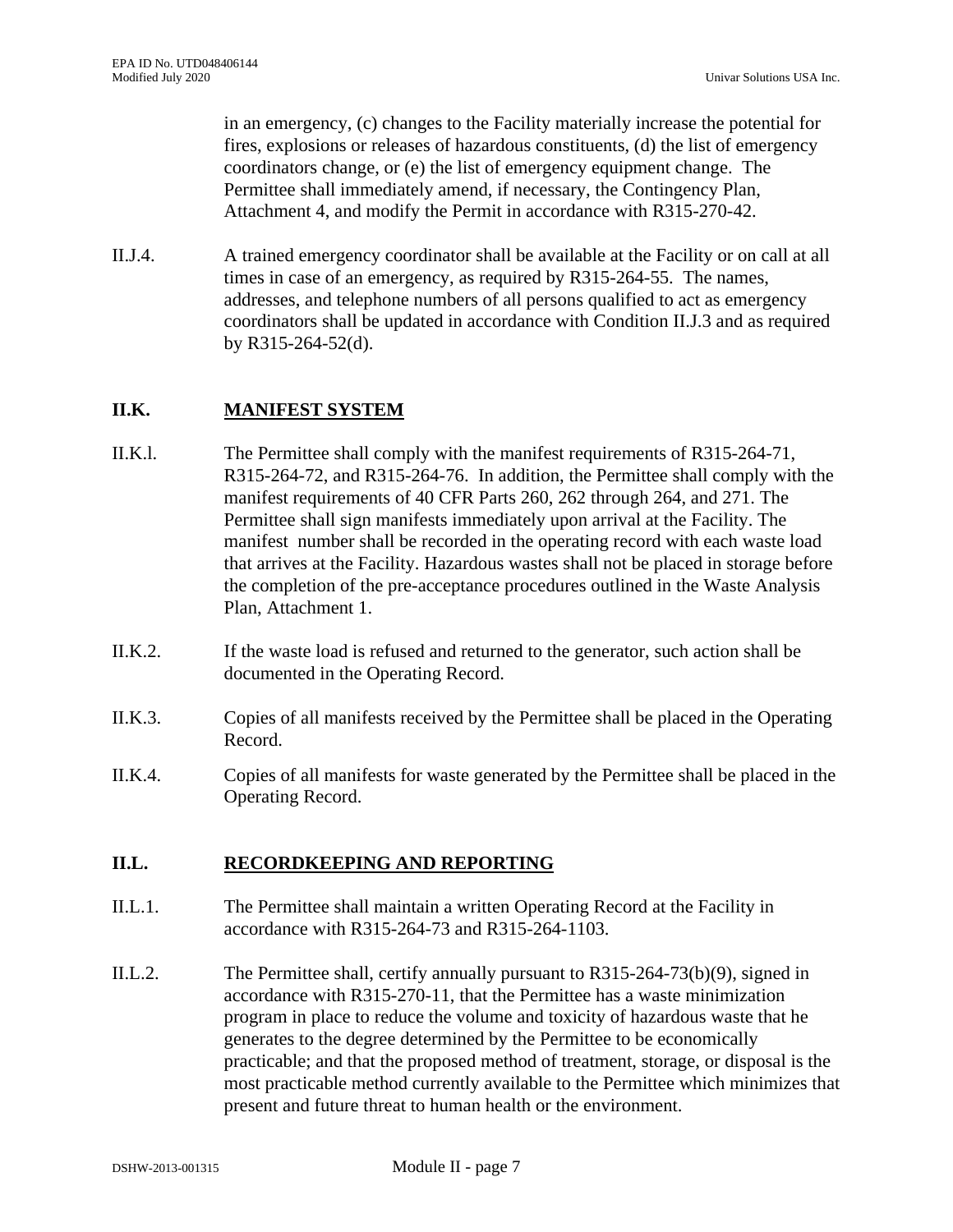in an emergency, (c) changes to the Facility materially increase the potential for fires, explosions or releases of hazardous constituents, (d) the list of emergency coordinators change, or (e) the list of emergency equipment change. The Permittee shall immediately amend, if necessary, the Contingency Plan, Attachment 4, and modify the Permit in accordance with R315-270-42.

II.J.4. A trained emergency coordinator shall be available at the Facility or on call at all times in case of an emergency, as required by R315-264-55. The names, addresses, and telephone numbers of all persons qualified to act as emergency coordinators shall be updated in accordance with Condition II.J.3 and as required by R315-264-52(d).

## II.K. MANIFEST SYSTEM

II.K.l. The Permittee shall comply with the manifest requirements of R315-264-71, R315-264-72, and R315-264-76. In addition, the Permittee shall comply with the manifest requirements of 40 CFR Parts 260, 262 through 264, and 271. The Permittee shall sign manifests immediately upon arrival at the Facility. The manifest number shall be recorded in the operating record with each waste load that arrives at the Facility. Hazardous wastes shall not be placed in storage before the completion of the pre-acceptance procedures outlined in the Waste Analysis Plan, Attachment 1.

II.K.2. If the waste load is refused and returned to the generator, such action shall be documented in the Operating Record.

II.K.3. Copies of all manifests received by the Permittee shall be placed in the Operating Record.

II.K.4. Copies of all manifests for waste generated by the Permittee shall be placed in the Operating Record.

## II.L. RECORDKEEPING AND REPORTING

II.L.1. The Permittee shall maintain a written Operating Record at the Facility in accordance with R315-264-73 and R315-264-1103.

II.L.2. The Permittee shall, certify annually pursuant to R315-264-73(b)(9), signed in accordance with R315-270-11, that the Permittee has a waste minimization program in place to reduce the volume and toxicity of hazardous waste that he generates to the degree determined by the Permittee to be economically practicable; and that the proposed method of treatment, storage, or disposal is the most practicable method currently available to the Permittee which minimizes that present and future threat to human health or the environment.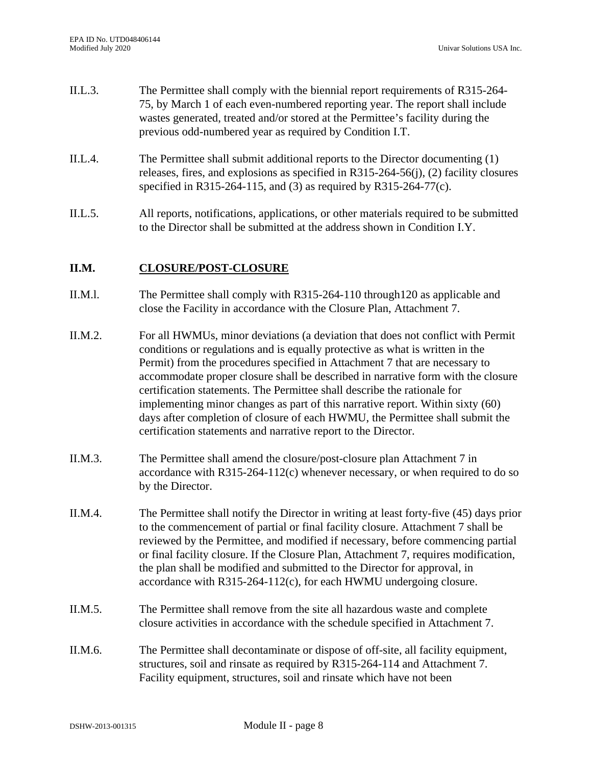II.L.3. The Permittee shall comply with the biennial report requirements of R315-264-75, by March 1 of each even-numbered reporting year. The report shall include wastes generated, treated and/or stored at the Permittee's facility during the previous odd-numbered year as required by Condition I.T.

II.L.4. The Permittee shall submit additional reports to the Director documenting (1) releases, fires, and explosions as specified in R315-264-56(j), (2) facility closures specified in R315-264-115, and (3) as required by R315-264-77(c).

II.L.5. All reports, notifications, applications, or other materials required to be submitted to the Director shall be submitted at the address shown in Condition I.Y.

## II.M. CLOSURE/POST-CLOSURE

II.M.l. The Permittee shall comply with R315-264-110 through120 as applicable and close the Facility in accordance with the Closure Plan, Attachment 7.

II.M.2. For all HWMUs, minor deviations (a deviation that does not conflict with Permit conditions or regulations and is equally protective as what is written in the Permit) from the procedures specified in Attachment 7 that are necessary to accommodate proper closure shall be described in narrative form with the closure certification statements. The Permittee shall describe the rationale for implementing minor changes as part of this narrative report. Within sixty (60) days after completion of closure of each HWMU, the Permittee shall submit the certification statements and narrative report to the Director.

II.M.3. The Permittee shall amend the closure/post-closure plan Attachment 7 in accordance with R315-264-112(c) whenever necessary, or when required to do so by the Director.

II.M.4. The Permittee shall notify the Director in writing at least forty-five (45) days prior to the commencement of partial or final facility closure. Attachment 7 shall be reviewed by the Permittee, and modified if necessary, before commencing partial or final facility closure. If the Closure Plan, Attachment 7, requires modification, the plan shall be modified and submitted to the Director for approval, in accordance with R315-264-112(c), for each HWMU undergoing closure.

II.M.5. The Permittee shall remove from the site all hazardous waste and complete closure activities in accordance with the schedule specified in Attachment 7.

II.M.6. The Permittee shall decontaminate or dispose of off-site, all facility equipment, structures, soil and rinsate as required by R315-264-114 and Attachment 7. Facility equipment, structures, soil and rinsate which have not been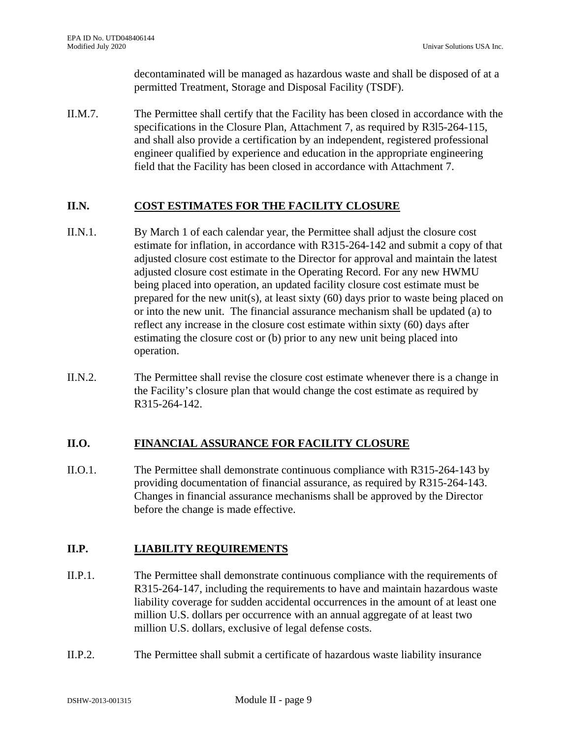decontaminated will be managed as hazardous waste and shall be disposed of at a permitted Treatment, Storage and Disposal Facility (TSDF).

II.M.7. The Permittee shall certify that the Facility has been closed in accordance with the specifications in the Closure Plan, Attachment 7, as required by R3l5-264-115, and shall also provide a certification by an independent, registered professional engineer qualified by experience and education in the appropriate engineering field that the Facility has been closed in accordance with Attachment 7.

## II.N. COST ESTIMATES FOR THE FACILITY CLOSURE

II.N.1. By March 1 of each calendar year, the Permittee shall adjust the closure cost estimate for inflation, in accordance with R315-264-142 and submit a copy of that adjusted closure cost estimate to the Director for approval and maintain the latest adjusted closure cost estimate in the Operating Record. For any new HWMU being placed into operation, an updated facility closure cost estimate must be prepared for the new unit(s), at least sixty (60) days prior to waste being placed on or into the new unit. The financial assurance mechanism shall be updated (a) to reflect any increase in the closure cost estimate within sixty (60) days after estimating the closure cost or (b) prior to any new unit being placed into operation.

II.N.2. The Permittee shall revise the closure cost estimate whenever there is a change in the Facility's closure plan that would change the cost estimate as required by R315-264-142.

## II.O. FINANCIAL ASSURANCE FOR FACILITY CLOSURE

II.O.1. The Permittee shall demonstrate continuous compliance with R315-264-143 by providing documentation of financial assurance, as required by R315-264-143. Changes in financial assurance mechanisms shall be approved by the Director before the change is made effective.

## II.P. LIABILITY REQUIREMENTS

II.P.1. The Permittee shall demonstrate continuous compliance with the requirements of R315-264-147, including the requirements to have and maintain hazardous waste liability coverage for sudden accidental occurrences in the amount of at least one million U.S. dollars per occurrence with an annual aggregate of at least two million U.S. dollars, exclusive of legal defense costs.

II.P.2. The Permittee shall submit a certificate of hazardous waste liability insurance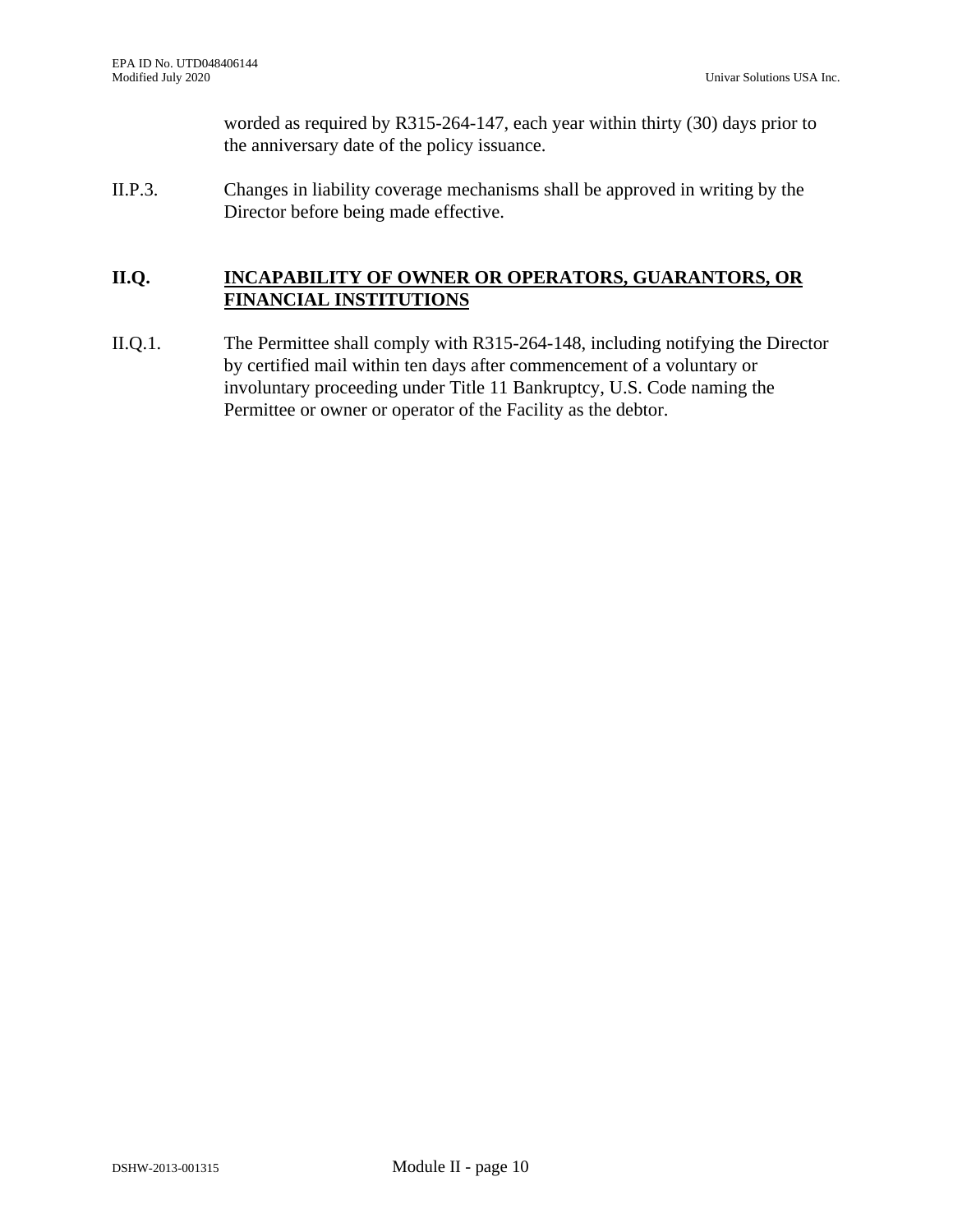worded as required by R315-264-147, each year within thirty (30) days prior to the anniversary date of the policy issuance.

II.P.3. Changes in liability coverage mechanisms shall be approved in writing by the Director before being made effective.

## II.Q. INCAPABILITY OF OWNER OR OPERATORS, GUARANTORS, OR FINANCIAL INSTITUTIONS

II.Q.1. The Permittee shall comply with R315-264-148, including notifying the Director by certified mail within ten days after commencement of a voluntary or involuntary proceeding under Title 11 Bankruptcy, U.S. Code naming the Permittee or owner or operator of the Facility as the debtor.